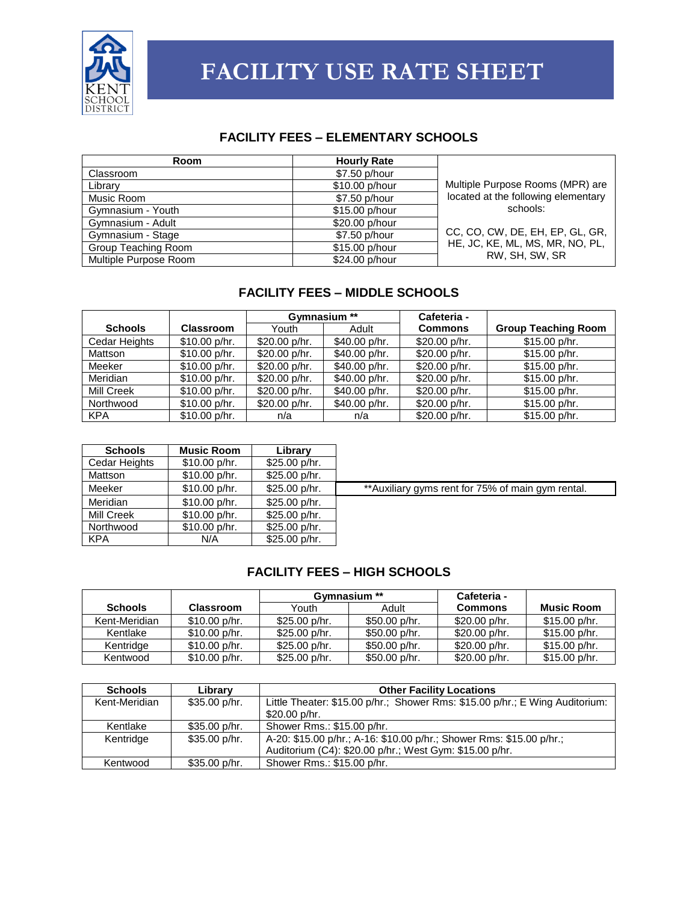# FACILITY USE RATE SHEET

## FACILITY FEES – ELEMENTARY SCHOOLS

| Room | Hourly Rate |
|---|---|
| Classroom | $7.50 p/hour |
| Library | $10.00 p/hour |
| Music Room | $7.50 p/hour |
| Gymnasium - Youth | $15.00 p/hour |
| Gymnasium - Adult | $20.00 p/hour |
| Gymnasium - Stage | $7.50 p/hour |
| Group Teaching Room | $15.00 p/hour |
| Multiple Purpose Room | $24.00 p/hour |

Multiple Purpose Rooms (MPR) are located at the following elementary schools:

CC, CO, CW, DE, EH, EP, GL, GR, HE, JC, KE, ML, MS, MR, NO, PL, RW, SH, SW, SR

## FACILITY FEES – MIDDLE SCHOOLS

| Schools | Classroom | Gymnasium ** | | Cafeteria - Commons | Group Teaching Room |
|---|---|---|---|---|---|
| | | Youth | Adult | | |
| Cedar Heights | $10.00 p/hr. | $20.00 p/hr. | $40.00 p/hr. | $20.00 p/hr. | $15.00 p/hr. |
| Mattson | $10.00 p/hr. | $20.00 p/hr. | $40.00 p/hr. | $20.00 p/hr. | $15.00 p/hr. |
| Meeker | $10.00 p/hr. | $20.00 p/hr. | $40.00 p/hr. | $20.00 p/hr. | $15.00 p/hr. |
| Meridian | $10.00 p/hr. | $20.00 p/hr. | $40.00 p/hr. | $20.00 p/hr. | $15.00 p/hr. |
| Mill Creek | $10.00 p/hr. | $20.00 p/hr. | $40.00 p/hr. | $20.00 p/hr. | $15.00 p/hr. |
| Northwood | $10.00 p/hr. | $20.00 p/hr. | $40.00 p/hr. | $20.00 p/hr. | $15.00 p/hr. |
| KPA | $10.00 p/hr. | n/a | n/a | $20.00 p/hr. | $15.00 p/hr. |

| Schools | Music Room | Library |
|---|---|---|
| Cedar Heights | $10.00 p/hr. | $25.00 p/hr. |
| Mattson | $10.00 p/hr. | $25.00 p/hr. |
| Meeker | $10.00 p/hr. | $25.00 p/hr. |
| Meridian | $10.00 p/hr. | $25.00 p/hr. |
| Mill Creek | $10.00 p/hr. | $25.00 p/hr. |
| Northwood | $10.00 p/hr. | $25.00 p/hr. |
| KPA | N/A | $25.00 p/hr. |

**Auxiliary gyms rent for 75% of main gym rental.

## FACILITY FEES – HIGH SCHOOLS

| Schools | Classroom | Gymnasium ** | | Cafeteria - Commons | Music Room |
|---|---|---|---|---|---|
| | | Youth | Adult | | |
| Kent-Meridian | $10.00 p/hr. | $25.00 p/hr. | $50.00 p/hr. | $20.00 p/hr. | $15.00 p/hr. |
| Kentlake | $10.00 p/hr. | $25.00 p/hr. | $50.00 p/hr. | $20.00 p/hr. | $15.00 p/hr. |
| Kentridge | $10.00 p/hr. | $25.00 p/hr. | $50.00 p/hr. | $20.00 p/hr. | $15.00 p/hr. |
| Kentwood | $10.00 p/hr. | $25.00 p/hr. | $50.00 p/hr. | $20.00 p/hr. | $15.00 p/hr. |

| Schools | Library | Other Facility Locations |
|---|---|---|
| Kent-Meridian | $35.00 p/hr. | Little Theater: $15.00 p/hr.; Shower Rms: $15.00 p/hr.; E Wing Auditorium: $20.00 p/hr. |
| Kentlake | $35.00 p/hr. | Shower Rms.: $15.00 p/hr. |
| Kentridge | $35.00 p/hr. | A-20: $15.00 p/hr.; A-16: $10.00 p/hr.; Shower Rms: $15.00 p/hr.; Auditorium (C4): $20.00 p/hr.; West Gym: $15.00 p/hr. |
| Kentwood | $35.00 p/hr. | Shower Rms.: $15.00 p/hr. |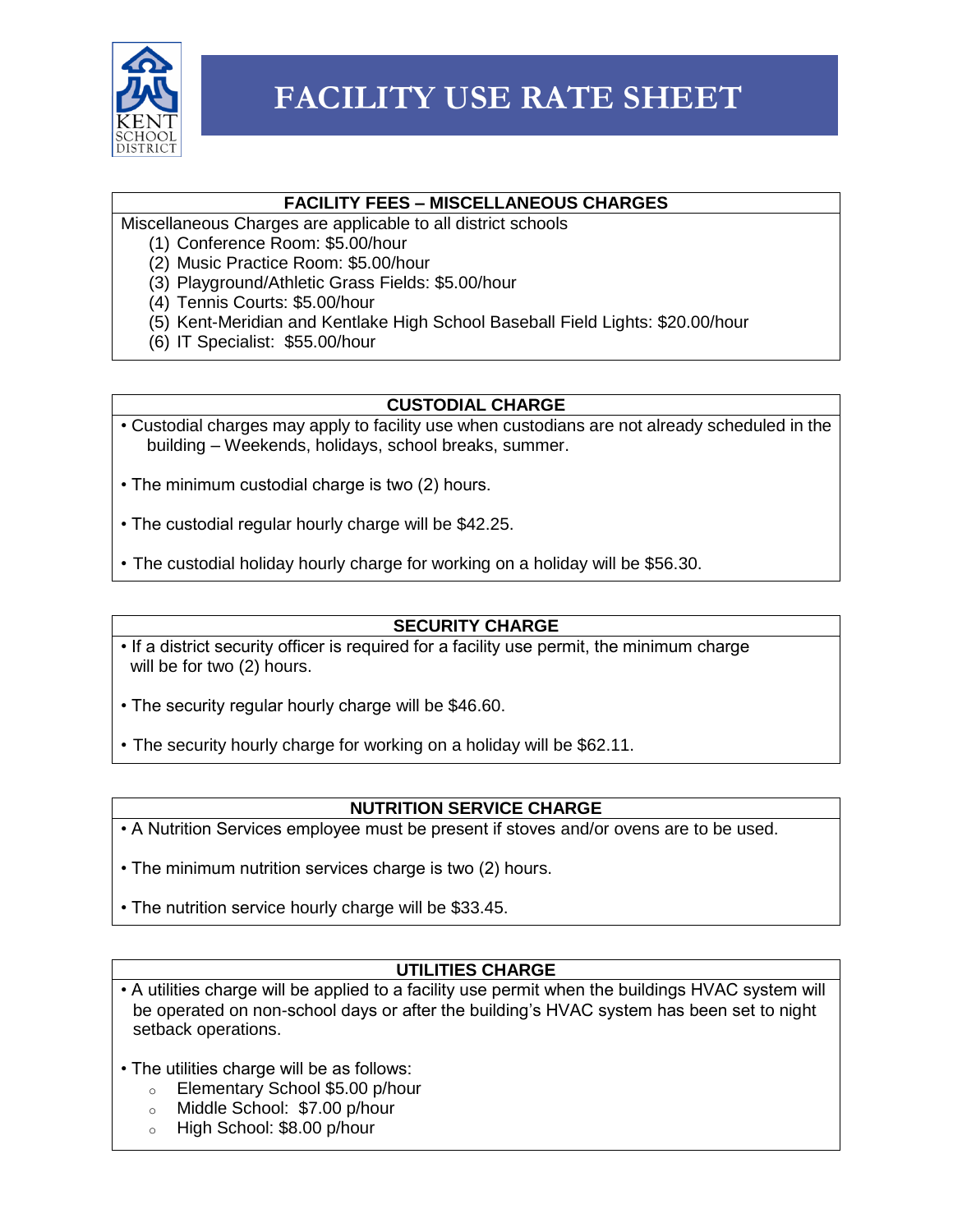# FACILITY USE RATE SHEET

## FACILITY FEES – MISCELLANEOUS CHARGES

Miscellaneous Charges are applicable to all district schools

1. Conference Room: $5.00/hour
2. Music Practice Room: $5.00/hour
3. Playground/Athletic Grass Fields: $5.00/hour
4. Tennis Courts: $5.00/hour
5. Kent-Meridian and Kentlake High School Baseball Field Lights: $20.00/hour
6. IT Specialist: $55.00/hour

## CUSTODIAL CHARGE

- Custodial charges may apply to facility use when custodians are not already scheduled in the building – Weekends, holidays, school breaks, summer.
- The minimum custodial charge is two (2) hours.
- The custodial regular hourly charge will be $42.25.
- The custodial holiday hourly charge for working on a holiday will be $56.30.

## SECURITY CHARGE

- If a district security officer is required for a facility use permit, the minimum charge will be for two (2) hours.
- The security regular hourly charge will be $46.60.
- The security hourly charge for working on a holiday will be $62.11.

## NUTRITION SERVICE CHARGE

- A Nutrition Services employee must be present if stoves and/or ovens are to be used.
- The minimum nutrition services charge is two (2) hours.
- The nutrition service hourly charge will be $33.45.

## UTILITIES CHARGE

- A utilities charge will be applied to a facility use permit when the buildings HVAC system will be operated on non-school days or after the building's HVAC system has been set to night setback operations.
- The utilities charge will be as follows:
  - Elementary School $5.00 p/hour
  - Middle School: $7.00 p/hour
  - High School: $8.00 p/hour